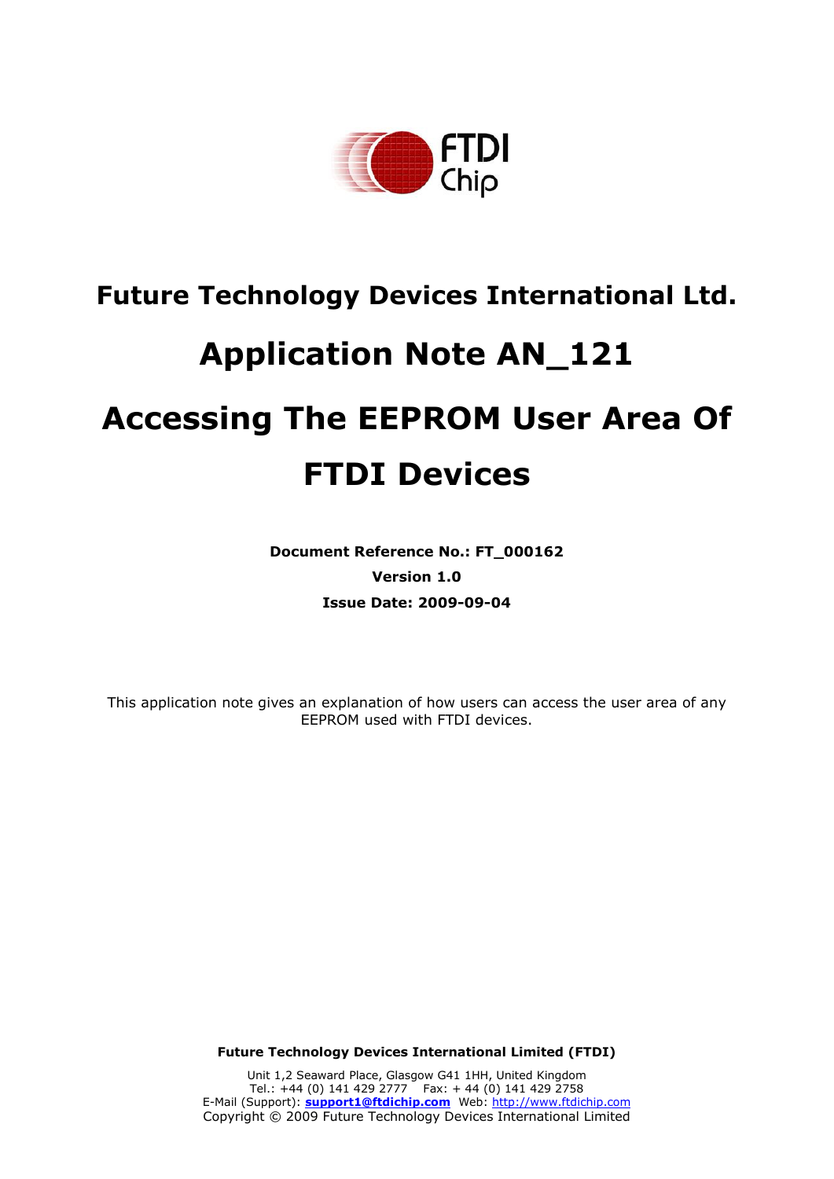**Future Technology Devices International Ltd.**

# Application Note AN_121

# Accessing The EEPROM User Area Of FTDI Devices

**Document Reference No.: FT_000162**

**Version 1.0**

**Issue Date: 2009-09-04**

This application note gives an explanation of how users can access the user area of any EEPROM used with FTDI devices.

**Future Technology Devices International Limited (FTDI)**

Unit 1,2 Seaward Place, Glasgow G41 1HH, United Kingdom
Tel.: +44 (0) 141 429 2777 Fax: + 44 (0) 141 429 2758
E-Mail (Support): **support1@ftdichip.com** Web: http://www.ftdichip.com
Copyright © 2009 Future Technology Devices International Limited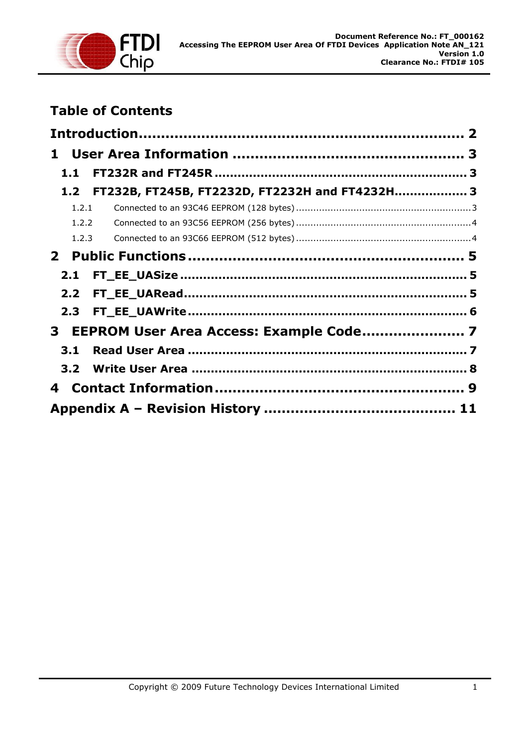## Table of Contents

- **Introduction** ........................................................... 2
- **1 User Area Information** ........................................... 3
  - **1.1 FT232R and FT245R** ........................................ 3
  - **1.2 FT232B, FT245B, FT2232D, FT2232H and FT4232H** .......... 3
    - 1.2.1 Connected to an 93C46 EEPROM (128 bytes) ..................... 3
    - 1.2.2 Connected to an 93C56 EEPROM (256 bytes) ..................... 4
    - 1.2.3 Connected to an 93C66 EEPROM (512 bytes) ..................... 4
- **2 Public Functions** ................................................... 5
  - **2.1 FT_EE_UASize** ................................................. 5
  - **2.2 FT_EE_UARead** ................................................. 5
  - **2.3 FT_EE_UAWrite** ................................................ 6
- **3 EEPROM User Area Access: Example Code** ......................... 7
  - **3.1 Read User Area** ................................................ 7
  - **3.2 Write User Area** ............................................... 8
- **4 Contact Information** ............................................... 9
- **Appendix A – Revision History** ....................................... 11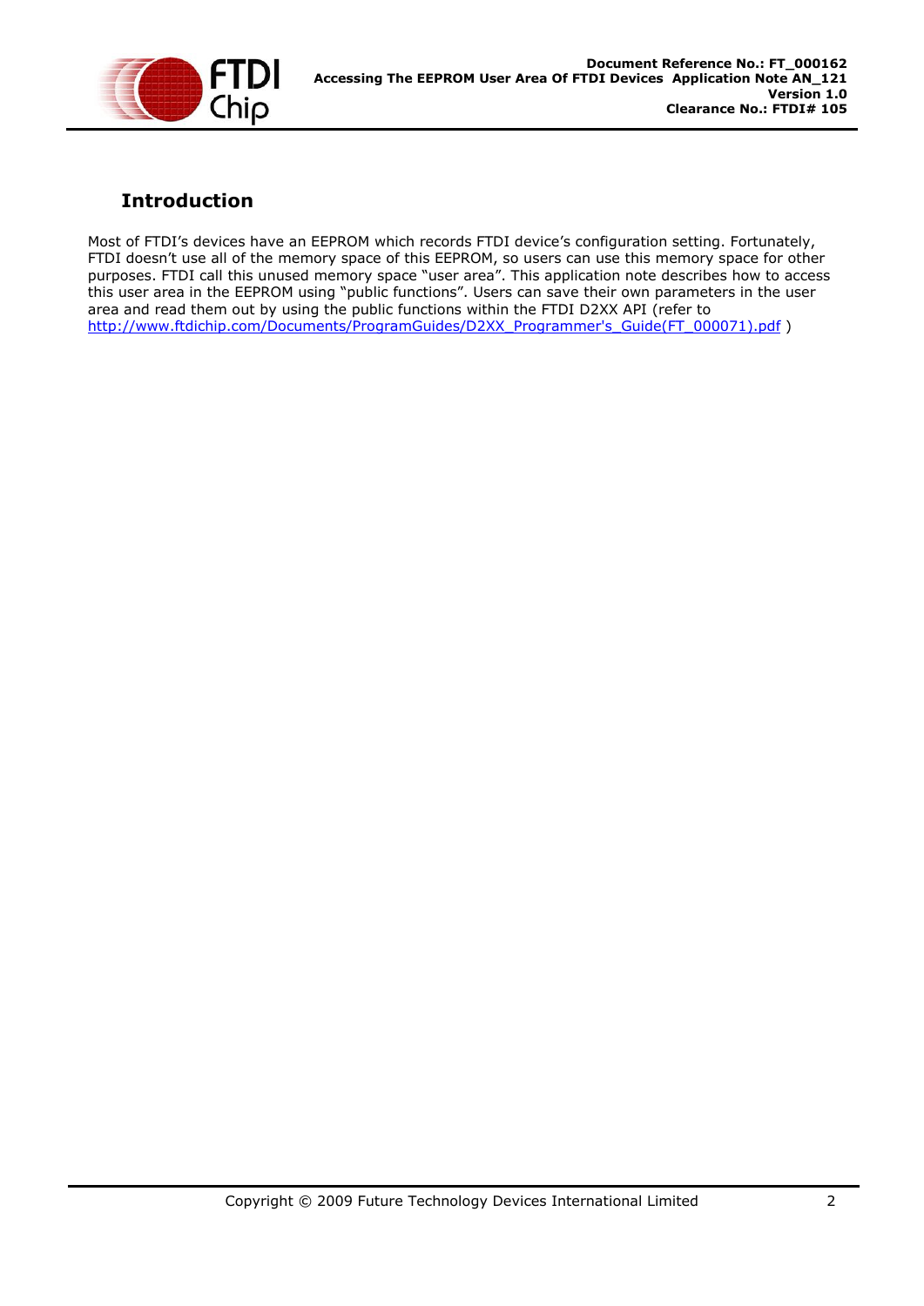# Introduction

Most of FTDI's devices have an EEPROM which records FTDI device's configuration setting. Fortunately, FTDI doesn't use all of the memory space of this EEPROM, so users can use this memory space for other purposes. FTDI call this unused memory space "user area". This application note describes how to access this user area in the EEPROM using "public functions". Users can save their own parameters in the user area and read them out by using the public functions within the FTDI D2XX API (refer to [http://www.ftdichip.com/Documents/ProgramGuides/D2XX_Programmer's_Guide(FT_000071).pdf](http://www.ftdichip.com/Documents/ProgramGuides/D2XX_Programmer's_Guide(FT_000071).pdf) )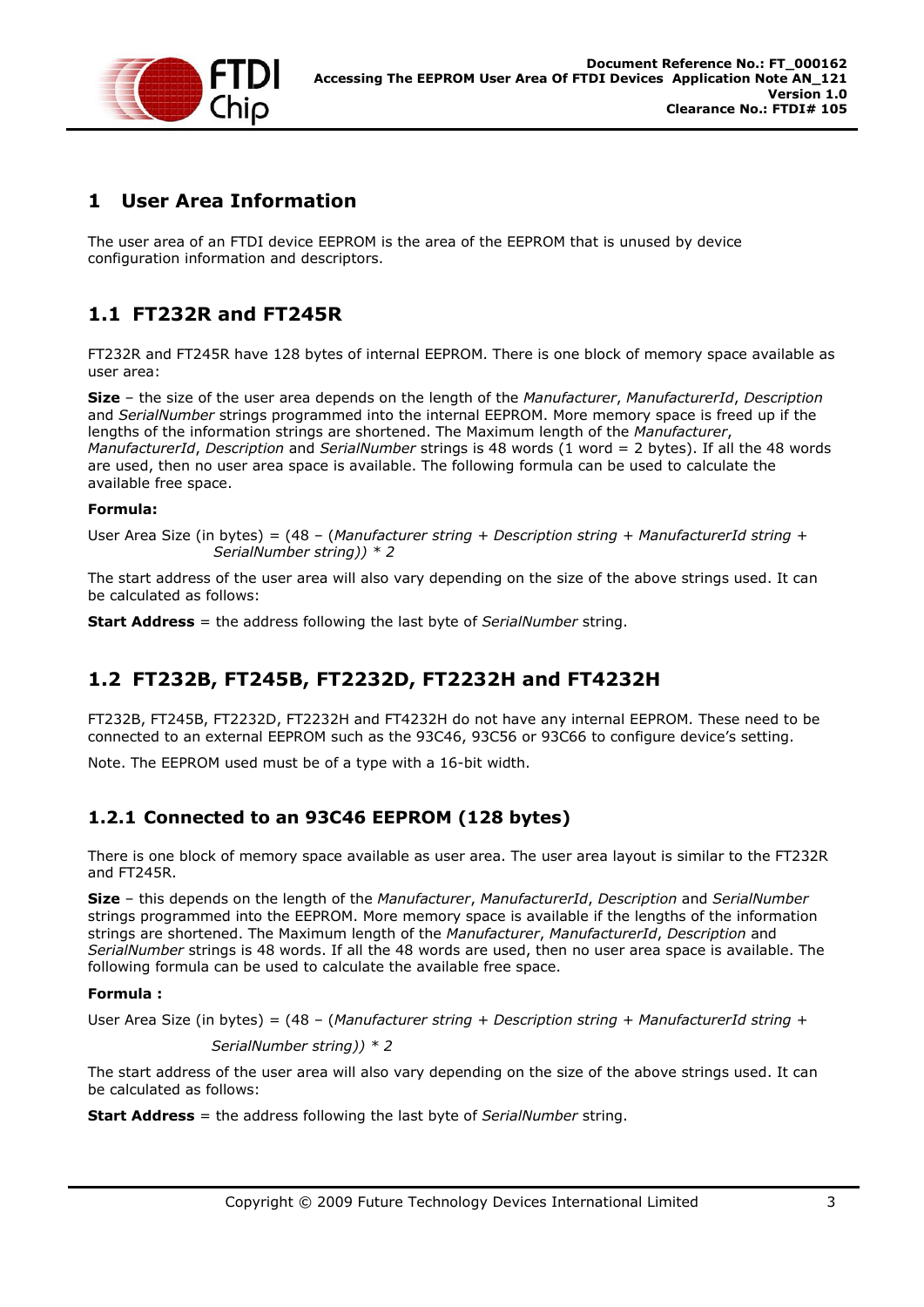# 1 User Area Information

The user area of an FTDI device EEPROM is the area of the EEPROM that is unused by device configuration information and descriptors.

## 1.1 FT232R and FT245R

FT232R and FT245R have 128 bytes of internal EEPROM. There is one block of memory space available as user area:

**Size** – the size of the user area depends on the length of the *Manufacturer*, *ManufacturerId*, *Description* and *SerialNumber* strings programmed into the internal EEPROM. More memory space is freed up if the lengths of the information strings are shortened. The Maximum length of the *Manufacturer*, *ManufacturerId*, *Description* and *SerialNumber* strings is 48 words (1 word = 2 bytes). If all the 48 words are used, then no user area space is available. The following formula can be used to calculate the available free space.

**Formula:**

User Area Size (in bytes) = (48 – (*Manufacturer string* + *Description string* + *ManufacturerId string* + *SerialNumber string)) * 2*

The start address of the user area will also vary depending on the size of the above strings used. It can be calculated as follows:

**Start Address** = the address following the last byte of *SerialNumber* string.

## 1.2 FT232B, FT245B, FT2232D, FT2232H and FT4232H

FT232B, FT245B, FT2232D, FT2232H and FT4232H do not have any internal EEPROM. These need to be connected to an external EEPROM such as the 93C46, 93C56 or 93C66 to configure device's setting.

Note. The EEPROM used must be of a type with a 16-bit width.

### 1.2.1 Connected to an 93C46 EEPROM (128 bytes)

There is one block of memory space available as user area. The user area layout is similar to the FT232R and FT245R.

**Size** – this depends on the length of the *Manufacturer*, *ManufacturerId*, *Description* and *SerialNumber* strings programmed into the EEPROM. More memory space is available if the lengths of the information strings are shortened. The Maximum length of the *Manufacturer*, *ManufacturerId*, *Description* and *SerialNumber* strings is 48 words. If all the 48 words are used, then no user area space is available. The following formula can be used to calculate the available free space.

**Formula :**

User Area Size (in bytes) = (48 – (*Manufacturer string* + *Description string* + *ManufacturerId string* + *SerialNumber string)) * 2*

The start address of the user area will also vary depending on the size of the above strings used. It can be calculated as follows:

**Start Address** = the address following the last byte of *SerialNumber* string.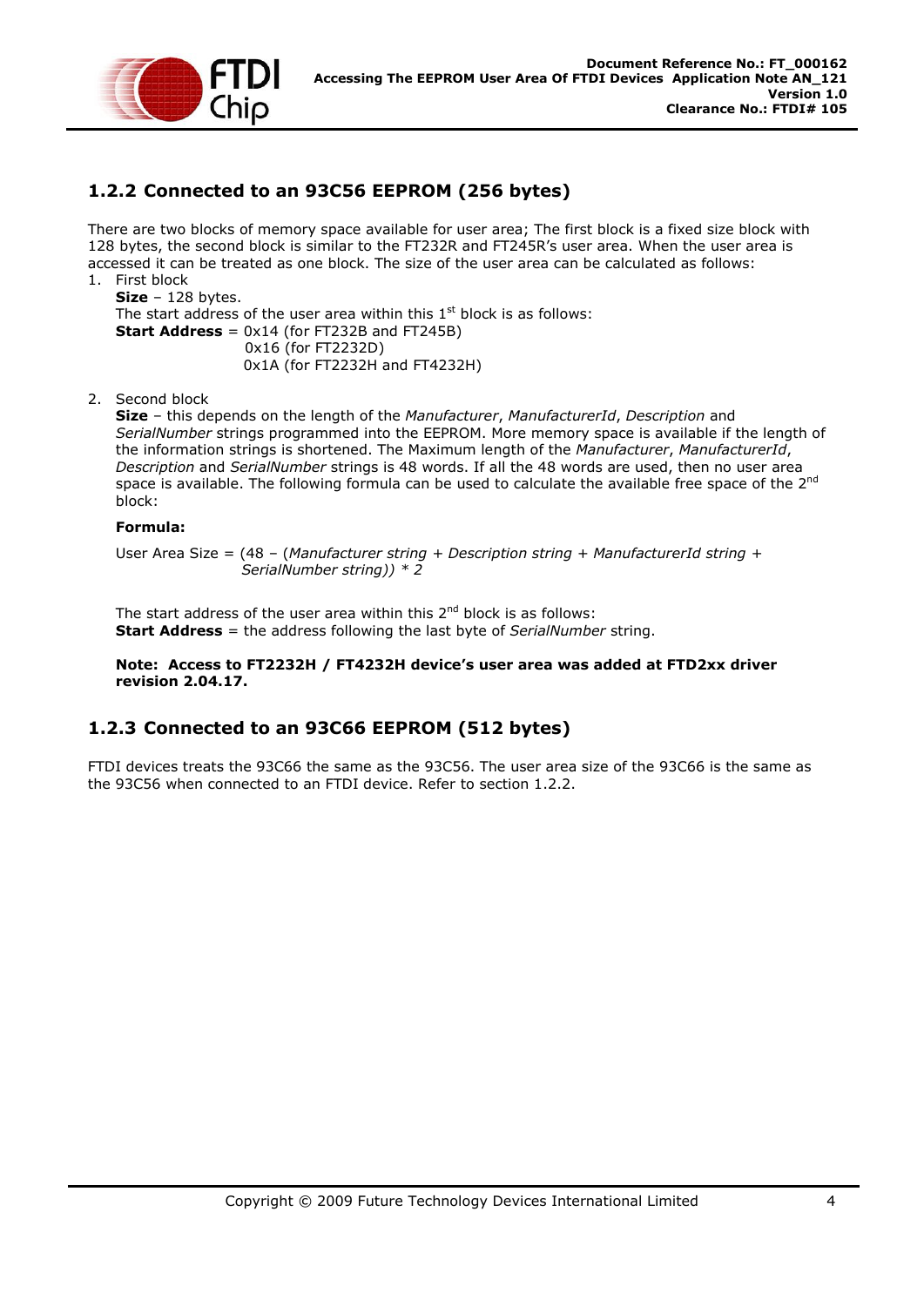### 1.2.2 Connected to an 93C56 EEPROM (256 bytes)

There are two blocks of memory space available for user area; The first block is a fixed size block with 128 bytes, the second block is similar to the FT232R and FT245R's user area. When the user area is accessed it can be treated as one block. The size of the user area can be calculated as follows:

1. First block
   **Size** – 128 bytes.
   The start address of the user area within this 1st block is as follows:
   **Start Address** = 0x14 (for FT232B and FT245B)
   0x16 (for FT2232D)
   0x1A (for FT2232H and FT4232H)

2. Second block
   **Size** – this depends on the length of the *Manufacturer*, *ManufacturerId*, *Description* and *SerialNumber* strings programmed into the EEPROM. More memory space is available if the length of the information strings is shortened. The Maximum length of the *Manufacturer*, *ManufacturerId*, *Description* and *SerialNumber* strings is 48 words. If all the 48 words are used, then no user area space is available. The following formula can be used to calculate the available free space of the 2nd block:

   **Formula:**

   User Area Size = (48 – (*Manufacturer string* + *Description string* + *ManufacturerId string* + *SerialNumber string)) * 2*

   The start address of the user area within this 2nd block is as follows:
   **Start Address** = the address following the last byte of *SerialNumber* string.

   **Note: Access to FT2232H / FT4232H device's user area was added at FTD2xx driver revision 2.04.17.**

### 1.2.3 Connected to an 93C66 EEPROM (512 bytes)

FTDI devices treats the 93C66 the same as the 93C56. The user area size of the 93C66 is the same as the 93C56 when connected to an FTDI device. Refer to section 1.2.2.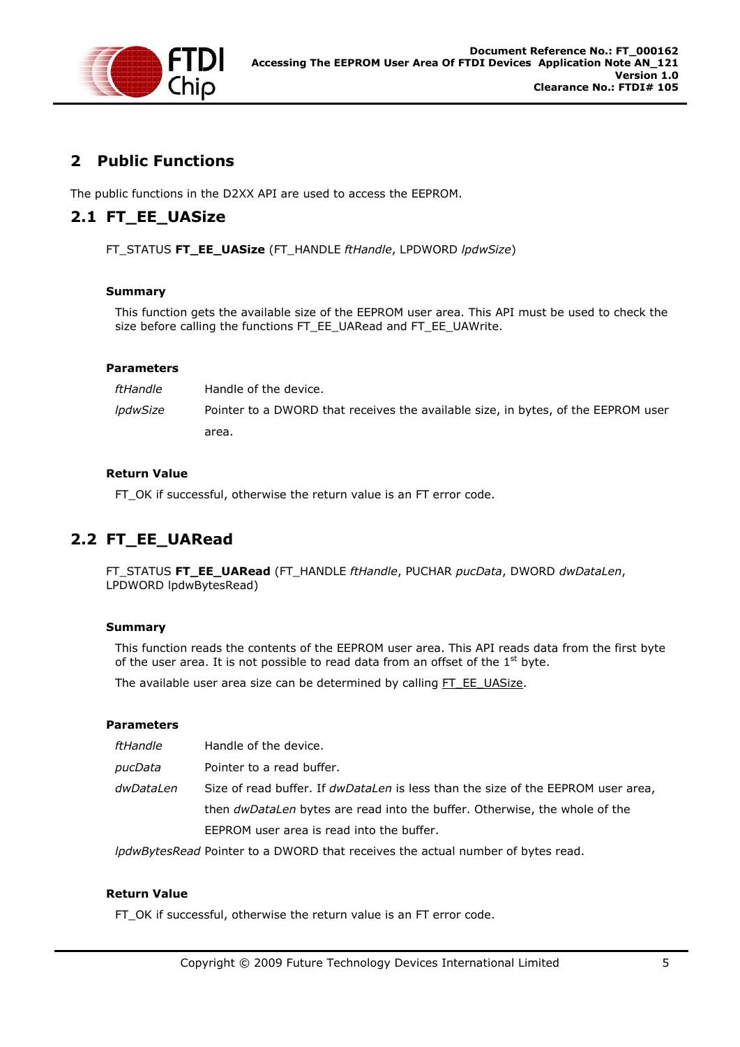# 2 Public Functions

The public functions in the D2XX API are used to access the EEPROM.

## 2.1 FT_EE_UASize

FT_STATUS **FT_EE_UASize** (FT_HANDLE *ftHandle*, LPDWORD *lpdwSize*)

**Summary**

This function gets the available size of the EEPROM user area. This API must be used to check the size before calling the functions FT_EE_UARead and FT_EE_UAWrite.

**Parameters**

*ftHandle* Handle of the device.

*lpdwSize* Pointer to a DWORD that receives the available size, in bytes, of the EEPROM user area.

**Return Value**

FT_OK if successful, otherwise the return value is an FT error code.

## 2.2 FT_EE_UARead

FT_STATUS **FT_EE_UARead** (FT_HANDLE *ftHandle*, PUCHAR *pucData*, DWORD *dwDataLen*, LPDWORD lpdwBytesRead)

**Summary**

This function reads the contents of the EEPROM user area. This API reads data from the first byte of the user area. It is not possible to read data from an offset of the 1st byte.

The available user area size can be determined by calling FT_EE_UASize.

**Parameters**

*ftHandle* Handle of the device.

*pucData* Pointer to a read buffer.

*dwDataLen* Size of read buffer. If *dwDataLen* is less than the size of the EEPROM user area, then *dwDataLen* bytes are read into the buffer. Otherwise, the whole of the EEPROM user area is read into the buffer.

*lpdwBytesRead* Pointer to a DWORD that receives the actual number of bytes read.

**Return Value**

FT_OK if successful, otherwise the return value is an FT error code.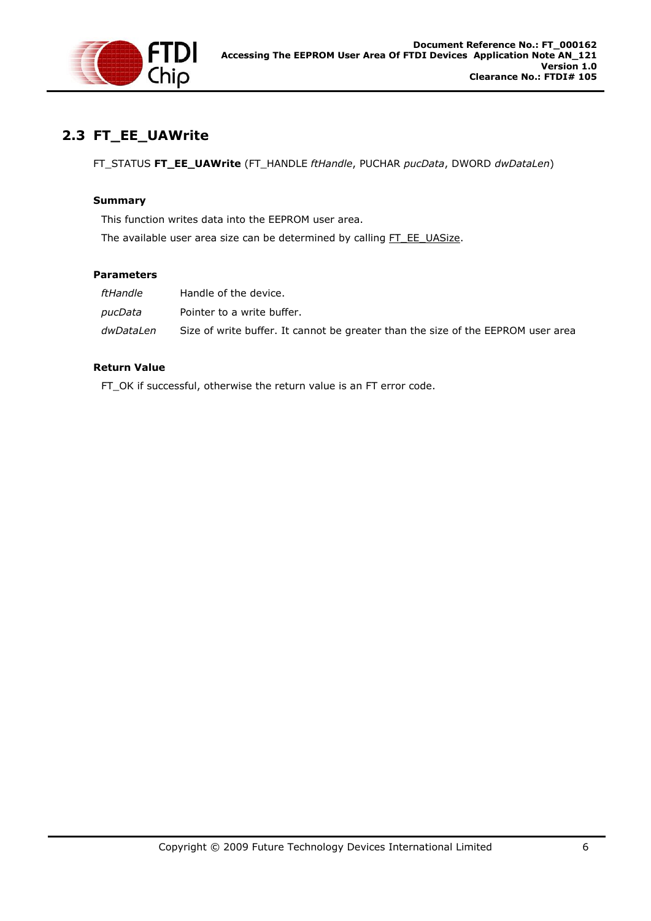## 2.3 FT_EE_UAWrite

FT_STATUS **FT_EE_UAWrite** (FT_HANDLE *ftHandle*, PUCHAR *pucData*, DWORD *dwDataLen*)

**Summary**

This function writes data into the EEPROM user area.

The available user area size can be determined by calling FT_EE_UASize.

**Parameters**

| | |
|---|---|
| *ftHandle* | Handle of the device. |
| *pucData* | Pointer to a write buffer. |
| *dwDataLen* | Size of write buffer. It cannot be greater than the size of the EEPROM user area |

**Return Value**

FT_OK if successful, otherwise the return value is an FT error code.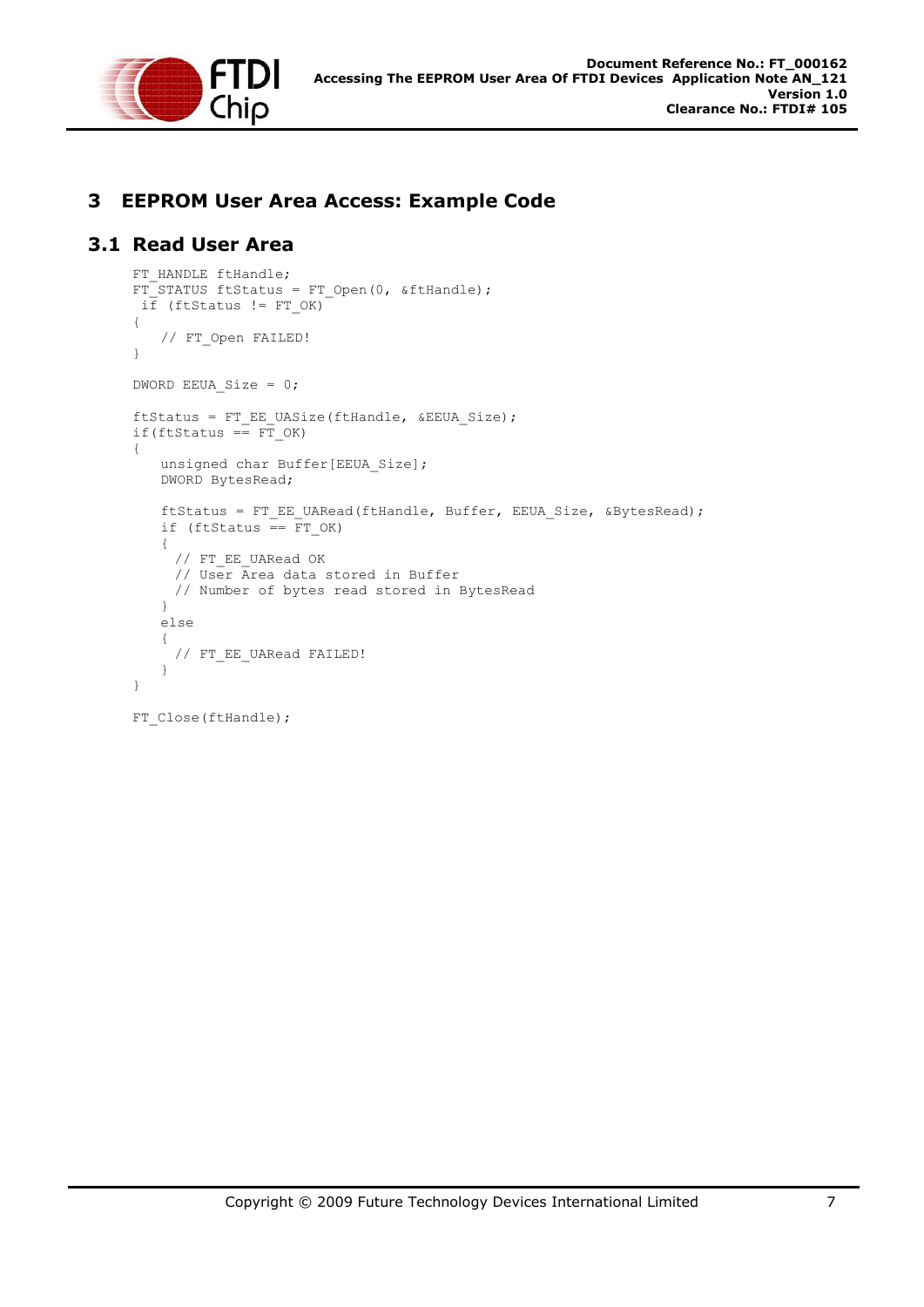# 3 EEPROM User Area Access: Example Code

## 3.1 Read User Area

```
FT_HANDLE ftHandle;
FT_STATUS ftStatus = FT_Open(0, &ftHandle);
 if (ftStatus != FT_OK)
{
    // FT_Open FAILED!
}

DWORD EEUA_Size = 0;

ftStatus = FT_EE_UASize(ftHandle, &EEUA_Size);
if(ftStatus == FT_OK)
{
    unsigned char Buffer[EEUA_Size];
    DWORD BytesRead;

    ftStatus = FT_EE_UARead(ftHandle, Buffer, EEUA_Size, &BytesRead);
    if (ftStatus == FT_OK)
    {
      // FT_EE_UARead OK
      // User Area data stored in Buffer
      // Number of bytes read stored in BytesRead
    }
    else
    {
      // FT_EE_UARead FAILED!
    }
}

FT_Close(ftHandle);
```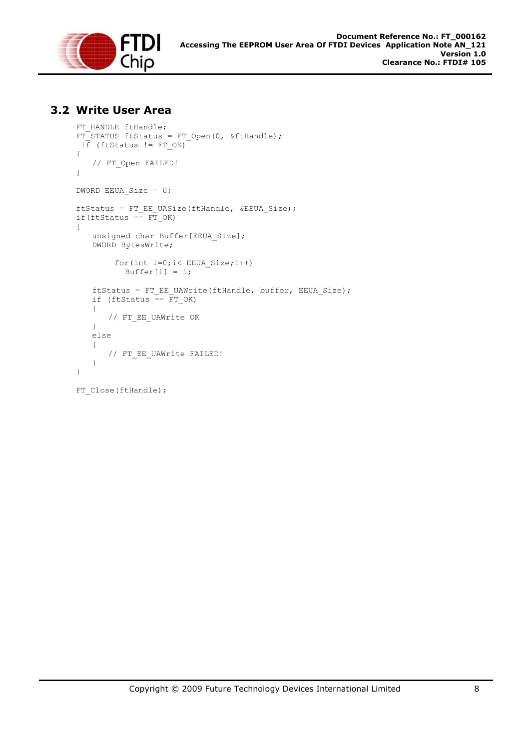## 3.2 Write User Area

```
FT_HANDLE ftHandle;
FT_STATUS ftStatus = FT_Open(0, &ftHandle);
 if (ftStatus != FT_OK)
{
    // FT_Open FAILED!
}

DWORD EEUA_Size = 0;

ftStatus = FT_EE_UASize(ftHandle, &EEUA_Size);
if(ftStatus == FT_OK)
{
    unsigned char Buffer[EEUA_Size];
    DWORD BytesWrite;

          for(int i=0;i< EEUA_Size;i++)
            Buffer[i] = i;

    ftStatus = FT_EE_UAWrite(ftHandle, buffer, EEUA_Size);
    if (ftStatus == FT_OK)
    {
        // FT_EE_UAWrite OK
    }
    else
    {
        // FT_EE_UAWrite FAILED!
    }
}

FT_Close(ftHandle);
```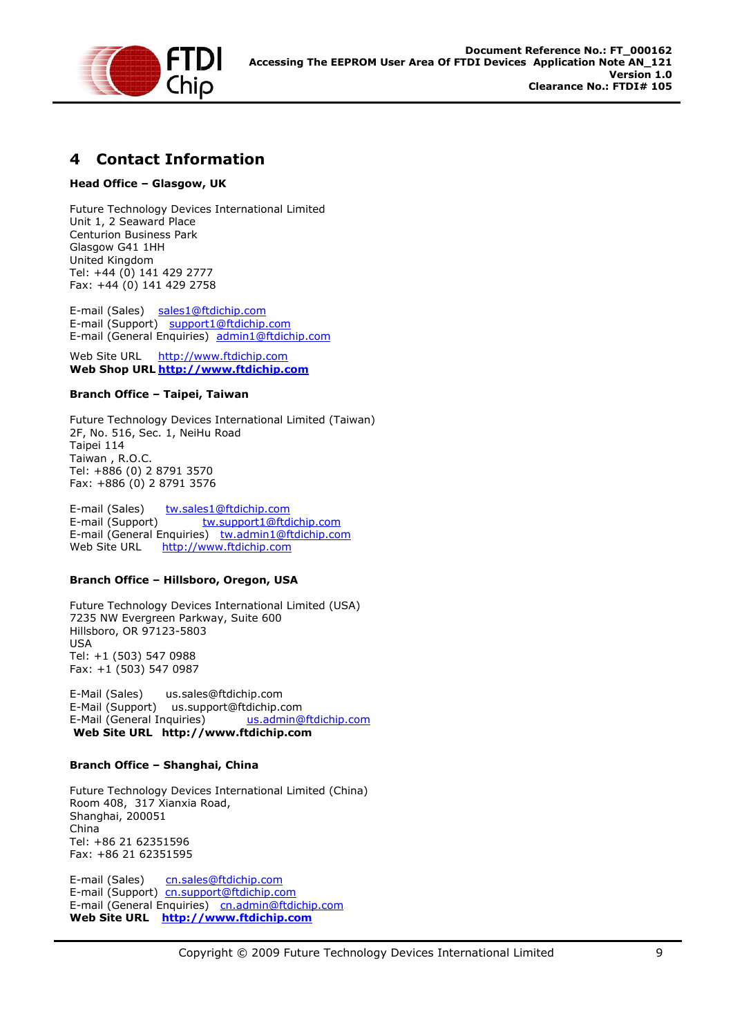# 4 Contact Information

**Head Office – Glasgow, UK**

Future Technology Devices International Limited
Unit 1, 2 Seaward Place
Centurion Business Park
Glasgow G41 1HH
United Kingdom
Tel: +44 (0) 141 429 2777
Fax: +44 (0) 141 429 2758

E-mail (Sales) sales1@ftdichip.com
E-mail (Support) support1@ftdichip.com
E-mail (General Enquiries) admin1@ftdichip.com

Web Site URL http://www.ftdichip.com
**Web Shop URL http://www.ftdichip.com**

**Branch Office – Taipei, Taiwan**

Future Technology Devices International Limited (Taiwan)
2F, No. 516, Sec. 1, NeiHu Road
Taipei 114
Taiwan , R.O.C.
Tel: +886 (0) 2 8791 3570
Fax: +886 (0) 2 8791 3576

E-mail (Sales) tw.sales1@ftdichip.com
E-mail (Support) tw.support1@ftdichip.com
E-mail (General Enquiries) tw.admin1@ftdichip.com
Web Site URL http://www.ftdichip.com

**Branch Office – Hillsboro, Oregon, USA**

Future Technology Devices International Limited (USA)
7235 NW Evergreen Parkway, Suite 600
Hillsboro, OR 97123-5803
USA
Tel: +1 (503) 547 0988
Fax: +1 (503) 547 0987

E-Mail (Sales) us.sales@ftdichip.com
E-Mail (Support) us.support@ftdichip.com
E-Mail (General Inquiries) us.admin@ftdichip.com
**Web Site URL http://www.ftdichip.com**

**Branch Office – Shanghai, China**

Future Technology Devices International Limited (China)
Room 408, 317 Xianxia Road,
Shanghai, 200051
China
Tel: +86 21 62351596
Fax: +86 21 62351595

E-mail (Sales) cn.sales@ftdichip.com
E-mail (Support) cn.support@ftdichip.com
E-mail (General Enquiries) cn.admin@ftdichip.com
**Web Site URL http://www.ftdichip.com**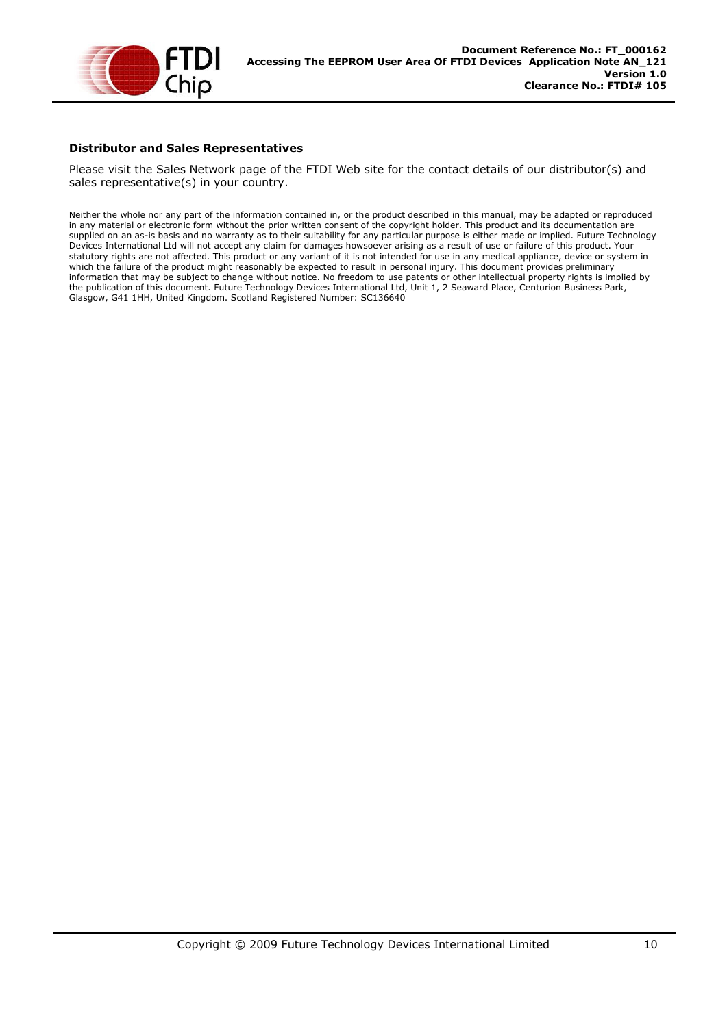**Distributor and Sales Representatives**

Please visit the Sales Network page of the FTDI Web site for the contact details of our distributor(s) and sales representative(s) in your country.

Neither the whole nor any part of the information contained in, or the product described in this manual, may be adapted or reproduced in any material or electronic form without the prior written consent of the copyright holder. This product and its documentation are supplied on an as-is basis and no warranty as to their suitability for any particular purpose is either made or implied. Future Technology Devices International Ltd will not accept any claim for damages howsoever arising as a result of use or failure of this product. Your statutory rights are not affected. This product or any variant of it is not intended for use in any medical appliance, device or system in which the failure of the product might reasonably be expected to result in personal injury. This document provides preliminary information that may be subject to change without notice. No freedom to use patents or other intellectual property rights is implied by the publication of this document. Future Technology Devices International Ltd, Unit 1, 2 Seaward Place, Centurion Business Park, Glasgow, G41 1HH, United Kingdom. Scotland Registered Number: SC136640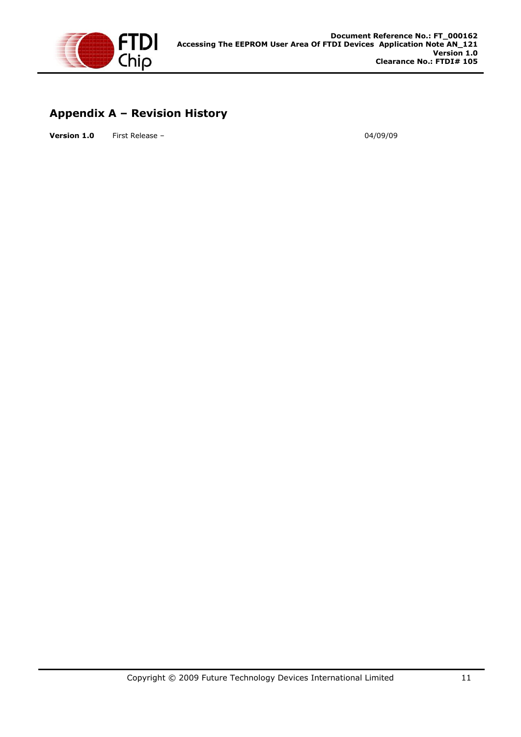## Appendix A – Revision History

| | | |
|---|---|---|
| **Version 1.0** | First Release – | 04/09/09 |